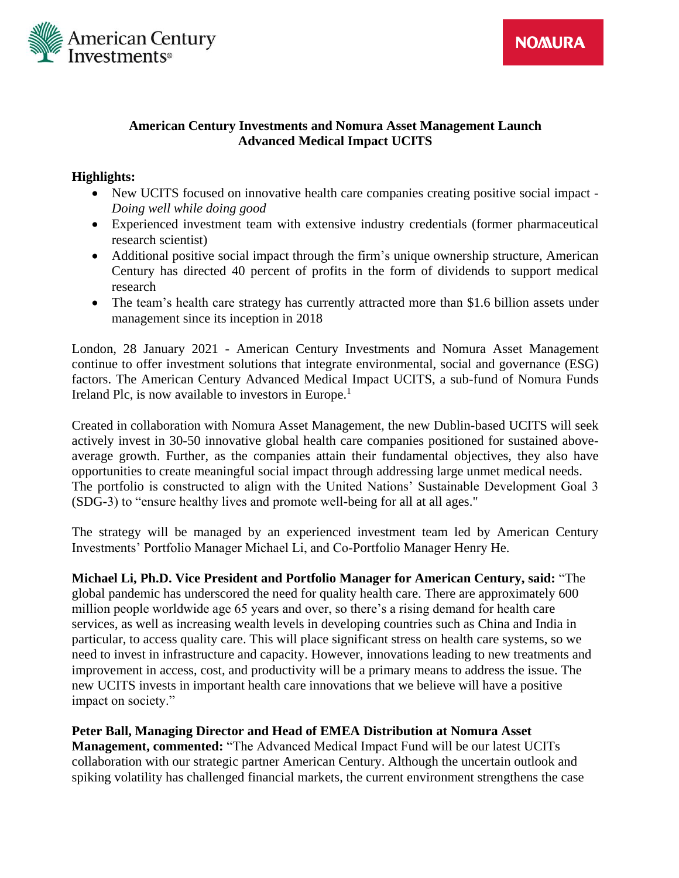# American Century Investments and Nomura Asset Management Launch Advanced Medical Impact UCITS

**Highlights:**

- New UCITS focused on innovative health care companies creating positive social impact - *Doing well while doing good*
- Experienced investment team with extensive industry credentials (former pharmaceutical research scientist)
- Additional positive social impact through the firm's unique ownership structure, American Century has directed 40 percent of profits in the form of dividends to support medical research
- The team's health care strategy has currently attracted more than $1.6 billion assets under management since its inception in 2018

London, 28 January 2021 - American Century Investments and Nomura Asset Management continue to offer investment solutions that integrate environmental, social and governance (ESG) factors. The American Century Advanced Medical Impact UCITS, a sub-fund of Nomura Funds Ireland Plc, is now available to investors in Europe.[1]

Created in collaboration with Nomura Asset Management, the new Dublin-based UCITS will seek actively invest in 30-50 innovative global health care companies positioned for sustained above-average growth. Further, as the companies attain their fundamental objectives, they also have opportunities to create meaningful social impact through addressing large unmet medical needs. The portfolio is constructed to align with the United Nations' Sustainable Development Goal 3 (SDG-3) to "ensure healthy lives and promote well-being for all at all ages."

The strategy will be managed by an experienced investment team led by American Century Investments' Portfolio Manager Michael Li, and Co-Portfolio Manager Henry He.

**Michael Li, Ph.D. Vice President and Portfolio Manager for American Century, said:** "The global pandemic has underscored the need for quality health care. There are approximately 600 million people worldwide age 65 years and over, so there's a rising demand for health care services, as well as increasing wealth levels in developing countries such as China and India in particular, to access quality care. This will place significant stress on health care systems, so we need to invest in infrastructure and capacity. However, innovations leading to new treatments and improvement in access, cost, and productivity will be a primary means to address the issue. The new UCITS invests in important health care innovations that we believe will have a positive impact on society."

**Peter Ball, Managing Director and Head of EMEA Distribution at Nomura Asset Management, commented:** "The Advanced Medical Impact Fund will be our latest UCITs collaboration with our strategic partner American Century. Although the uncertain outlook and spiking volatility has challenged financial markets, the current environment strengthens the case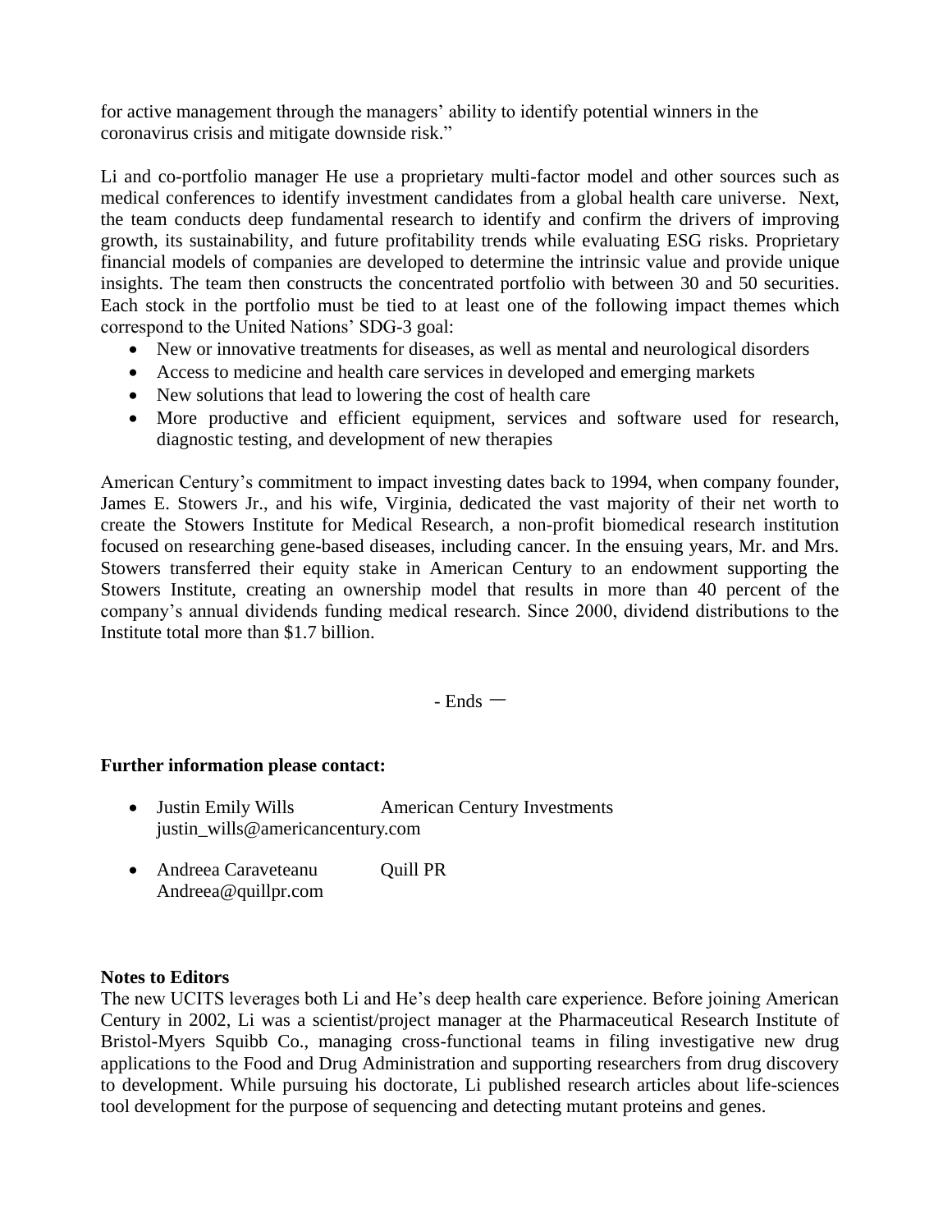for active management through the managers' ability to identify potential winners in the coronavirus crisis and mitigate downside risk."

Li and co-portfolio manager He use a proprietary multi-factor model and other sources such as medical conferences to identify investment candidates from a global health care universe. Next, the team conducts deep fundamental research to identify and confirm the drivers of improving growth, its sustainability, and future profitability trends while evaluating ESG risks. Proprietary financial models of companies are developed to determine the intrinsic value and provide unique insights. The team then constructs the concentrated portfolio with between 30 and 50 securities. Each stock in the portfolio must be tied to at least one of the following impact themes which correspond to the United Nations' SDG-3 goal:

- New or innovative treatments for diseases, as well as mental and neurological disorders
- Access to medicine and health care services in developed and emerging markets
- New solutions that lead to lowering the cost of health care
- More productive and efficient equipment, services and software used for research, diagnostic testing, and development of new therapies

American Century's commitment to impact investing dates back to 1994, when company founder, James E. Stowers Jr., and his wife, Virginia, dedicated the vast majority of their net worth to create the Stowers Institute for Medical Research, a non-profit biomedical research institution focused on researching gene-based diseases, including cancer. In the ensuing years, Mr. and Mrs. Stowers transferred their equity stake in American Century to an endowment supporting the Stowers Institute, creating an ownership model that results in more than 40 percent of the company's annual dividends funding medical research. Since 2000, dividend distributions to the Institute total more than $1.7 billion.

- Ends –

**Further information please contact:**

- Justin Emily Wills American Century Investments
  justin_wills@americancentury.com
- Andreea Caraveteanu Quill PR
  Andreea@quillpr.com

**Notes to Editors**

The new UCITS leverages both Li and He's deep health care experience. Before joining American Century in 2002, Li was a scientist/project manager at the Pharmaceutical Research Institute of Bristol-Myers Squibb Co., managing cross-functional teams in filing investigative new drug applications to the Food and Drug Administration and supporting researchers from drug discovery to development. While pursuing his doctorate, Li published research articles about life-sciences tool development for the purpose of sequencing and detecting mutant proteins and genes.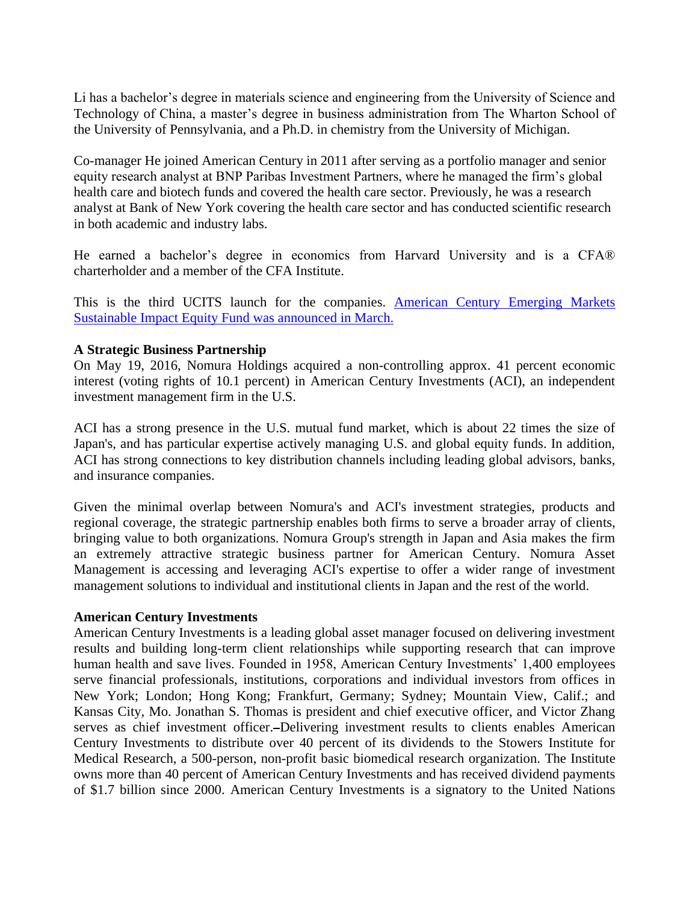Li has a bachelor's degree in materials science and engineering from the University of Science and Technology of China, a master's degree in business administration from The Wharton School of the University of Pennsylvania, and a Ph.D. in chemistry from the University of Michigan.

Co-manager He joined American Century in 2011 after serving as a portfolio manager and senior equity research analyst at BNP Paribas Investment Partners, where he managed the firm's global health care and biotech funds and covered the health care sector. Previously, he was a research analyst at Bank of New York covering the health care sector and has conducted scientific research in both academic and industry labs.

He earned a bachelor's degree in economics from Harvard University and is a CFA® charterholder and a member of the CFA Institute.

This is the third UCITS launch for the companies. [American Century Emerging Markets Sustainable Impact Equity Fund was announced in March.]

**A Strategic Business Partnership**

On May 19, 2016, Nomura Holdings acquired a non-controlling approx. 41 percent economic interest (voting rights of 10.1 percent) in American Century Investments (ACI), an independent investment management firm in the U.S.

ACI has a strong presence in the U.S. mutual fund market, which is about 22 times the size of Japan's, and has particular expertise actively managing U.S. and global equity funds. In addition, ACI has strong connections to key distribution channels including leading global advisors, banks, and insurance companies.

Given the minimal overlap between Nomura's and ACI's investment strategies, products and regional coverage, the strategic partnership enables both firms to serve a broader array of clients, bringing value to both organizations. Nomura Group's strength in Japan and Asia makes the firm an extremely attractive strategic business partner for American Century. Nomura Asset Management is accessing and leveraging ACI's expertise to offer a wider range of investment management solutions to individual and institutional clients in Japan and the rest of the world.

**American Century Investments**

American Century Investments is a leading global asset manager focused on delivering investment results and building long-term client relationships while supporting research that can improve human health and save lives. Founded in 1958, American Century Investments' 1,400 employees serve financial professionals, institutions, corporations and individual investors from offices in New York; London; Hong Kong; Frankfurt, Germany; Sydney; Mountain View, Calif.; and Kansas City, Mo. Jonathan S. Thomas is president and chief executive officer, and Victor Zhang serves as chief investment officer. Delivering investment results to clients enables American Century Investments to distribute over 40 percent of its dividends to the Stowers Institute for Medical Research, a 500-person, non-profit basic biomedical research organization. The Institute owns more than 40 percent of American Century Investments and has received dividend payments of $1.7 billion since 2000. American Century Investments is a signatory to the United Nations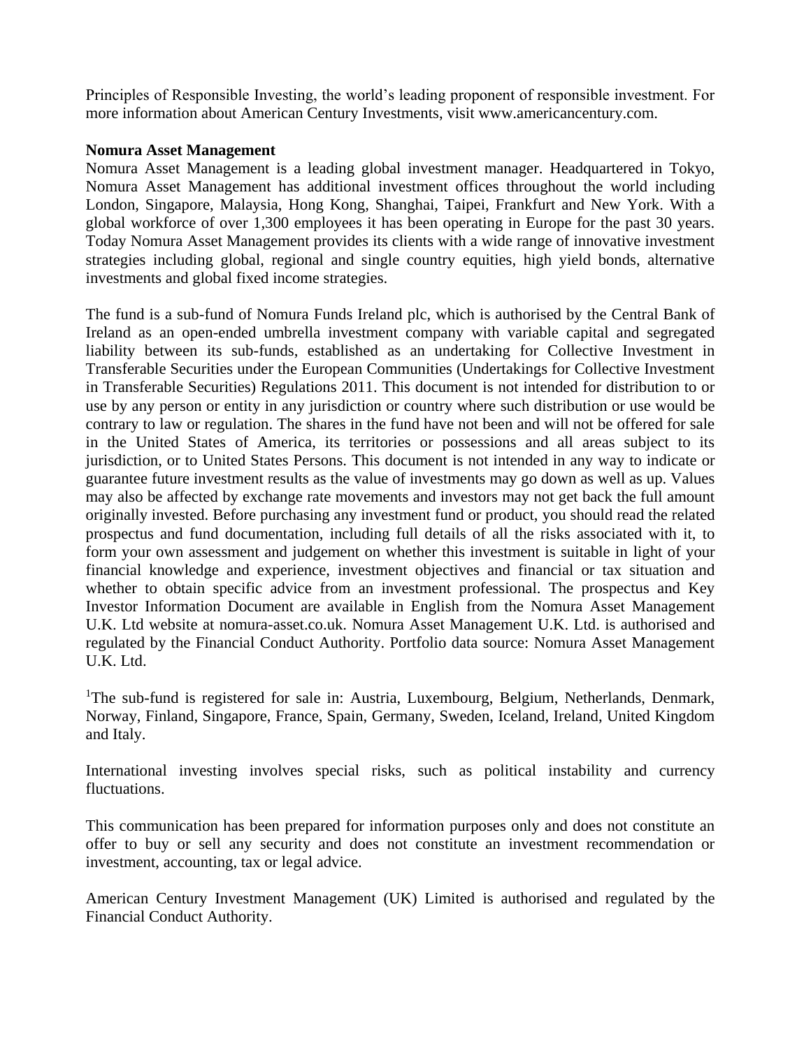Principles of Responsible Investing, the world's leading proponent of responsible investment. For more information about American Century Investments, visit www.americancentury.com.

**Nomura Asset Management**

Nomura Asset Management is a leading global investment manager. Headquartered in Tokyo, Nomura Asset Management has additional investment offices throughout the world including London, Singapore, Malaysia, Hong Kong, Shanghai, Taipei, Frankfurt and New York. With a global workforce of over 1,300 employees it has been operating in Europe for the past 30 years. Today Nomura Asset Management provides its clients with a wide range of innovative investment strategies including global, regional and single country equities, high yield bonds, alternative investments and global fixed income strategies.

The fund is a sub-fund of Nomura Funds Ireland plc, which is authorised by the Central Bank of Ireland as an open-ended umbrella investment company with variable capital and segregated liability between its sub-funds, established as an undertaking for Collective Investment in Transferable Securities under the European Communities (Undertakings for Collective Investment in Transferable Securities) Regulations 2011. This document is not intended for distribution to or use by any person or entity in any jurisdiction or country where such distribution or use would be contrary to law or regulation. The shares in the fund have not been and will not be offered for sale in the United States of America, its territories or possessions and all areas subject to its jurisdiction, or to United States Persons. This document is not intended in any way to indicate or guarantee future investment results as the value of investments may go down as well as up. Values may also be affected by exchange rate movements and investors may not get back the full amount originally invested. Before purchasing any investment fund or product, you should read the related prospectus and fund documentation, including full details of all the risks associated with it, to form your own assessment and judgement on whether this investment is suitable in light of your financial knowledge and experience, investment objectives and financial or tax situation and whether to obtain specific advice from an investment professional. The prospectus and Key Investor Information Document are available in English from the Nomura Asset Management U.K. Ltd website at nomura-asset.co.uk. Nomura Asset Management U.K. Ltd. is authorised and regulated by the Financial Conduct Authority. Portfolio data source: Nomura Asset Management U.K. Ltd.

[1]The sub-fund is registered for sale in: Austria, Luxembourg, Belgium, Netherlands, Denmark, Norway, Finland, Singapore, France, Spain, Germany, Sweden, Iceland, Ireland, United Kingdom and Italy.

International investing involves special risks, such as political instability and currency fluctuations.

This communication has been prepared for information purposes only and does not constitute an offer to buy or sell any security and does not constitute an investment recommendation or investment, accounting, tax or legal advice.

American Century Investment Management (UK) Limited is authorised and regulated by the Financial Conduct Authority.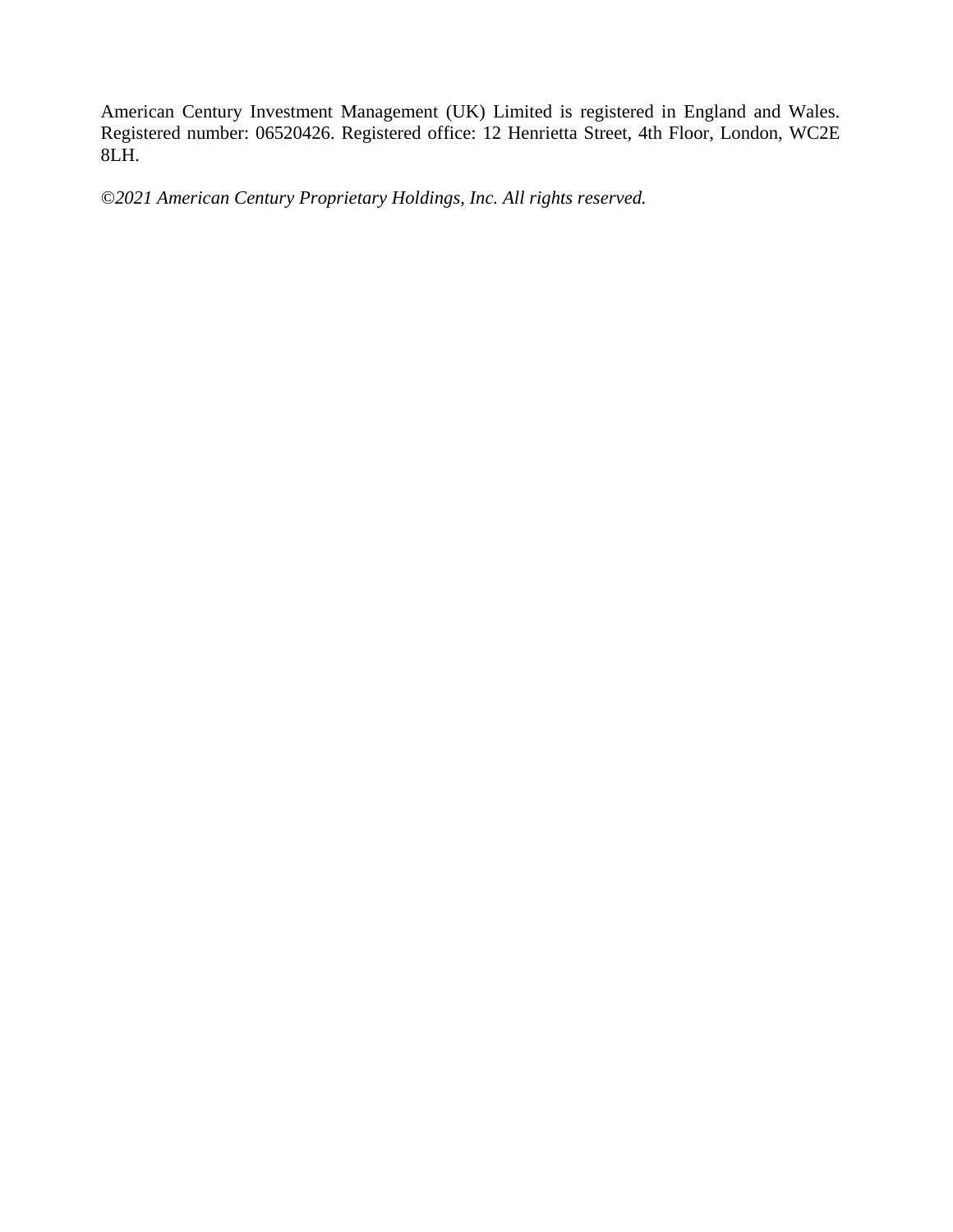American Century Investment Management (UK) Limited is registered in England and Wales. Registered number: 06520426. Registered office: 12 Henrietta Street, 4th Floor, London, WC2E 8LH.

*©2021 American Century Proprietary Holdings, Inc. All rights reserved.*